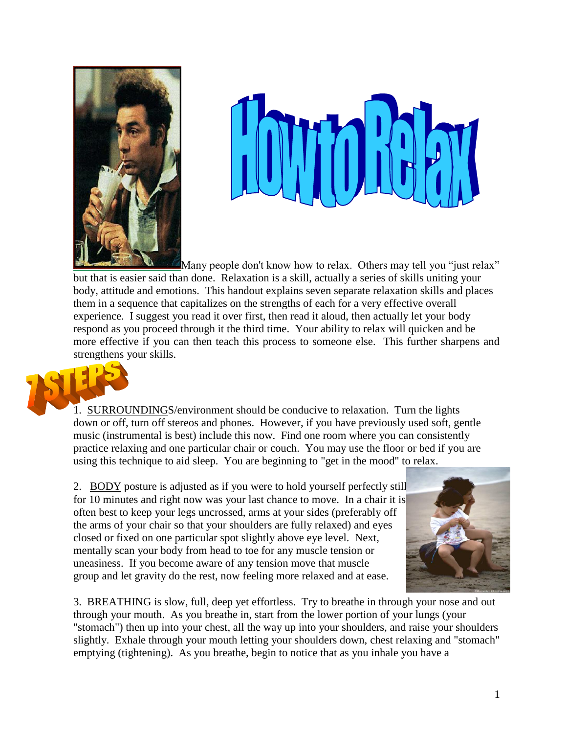# How to Relax

Many people don't know how to relax. Others may tell you "just relax" but that is easier said than done. Relaxation is a skill, actually a series of skills uniting your body, attitude and emotions. This handout explains seven separate relaxation skills and places them in a sequence that capitalizes on the strengths of each for a very effective overall experience. I suggest you read it over first, then read it aloud, then actually let your body respond as you proceed through it the third time. Your ability to relax will quicken and be more effective if you can then teach this process to someone else. This further sharpens and strengthens your skills.

## 7 STEPS

1. SURROUNDINGS/environment should be conducive to relaxation. Turn the lights down or off, turn off stereos and phones. However, if you have previously used soft, gentle music (instrumental is best) include this now. Find one room where you can consistently practice relaxing and one particular chair or couch. You may use the floor or bed if you are using this technique to aid sleep. You are beginning to "get in the mood" to relax.

2. BODY posture is adjusted as if you were to hold yourself perfectly still for 10 minutes and right now was your last chance to move. In a chair it is often best to keep your legs uncrossed, arms at your sides (preferably off the arms of your chair so that your shoulders are fully relaxed) and eyes closed or fixed on one particular spot slightly above eye level. Next, mentally scan your body from head to toe for any muscle tension or uneasiness. If you become aware of any tension move that muscle group and let gravity do the rest, now feeling more relaxed and at ease.

3. BREATHING is slow, full, deep yet effortless. Try to breathe in through your nose and out through your mouth. As you breathe in, start from the lower portion of your lungs (your "stomach") then up into your chest, all the way up into your shoulders, and raise your shoulders slightly. Exhale through your mouth letting your shoulders down, chest relaxing and "stomach" emptying (tightening). As you breathe, begin to notice that as you inhale you have a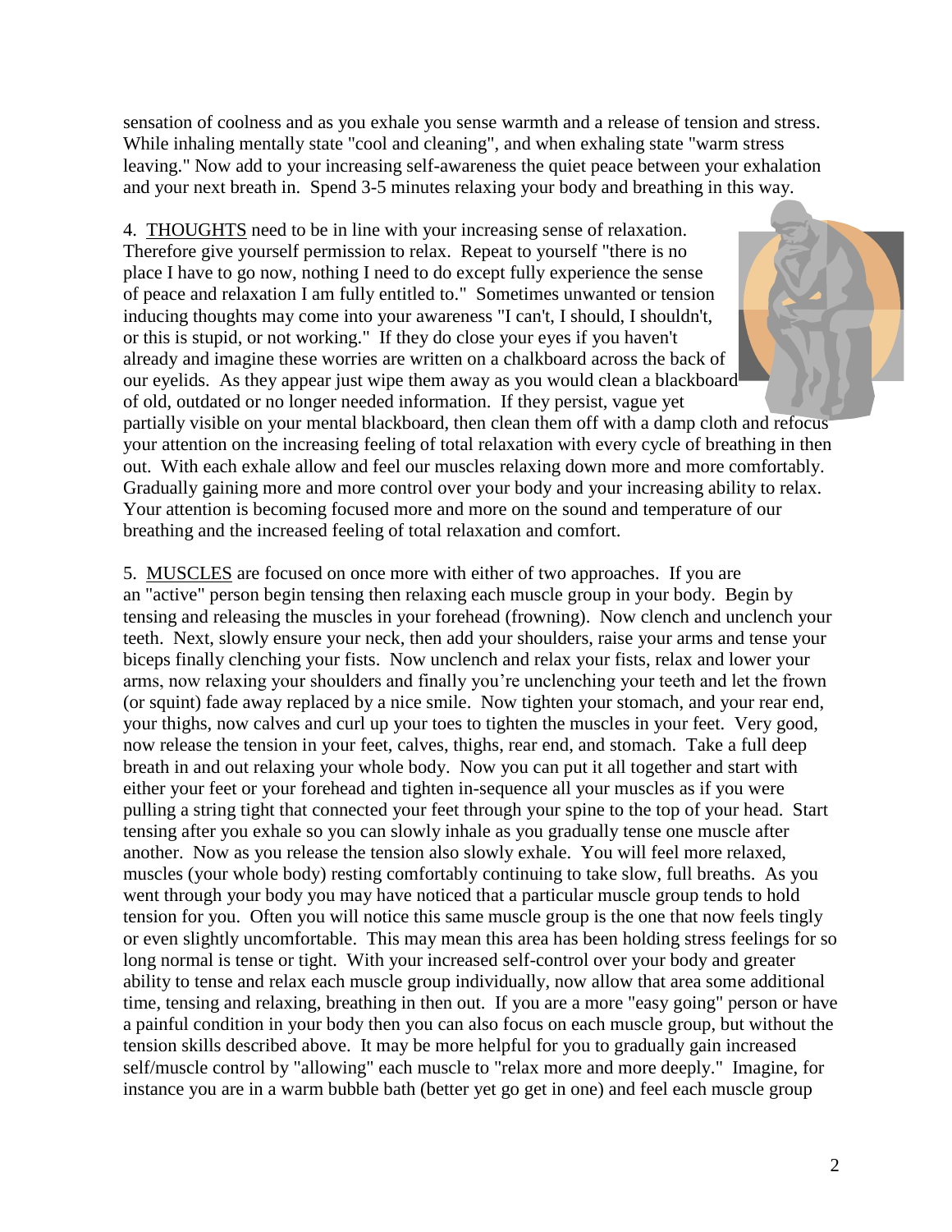sensation of coolness and as you exhale you sense warmth and a release of tension and stress. While inhaling mentally state "cool and cleaning", and when exhaling state "warm stress leaving." Now add to your increasing self-awareness the quiet peace between your exhalation and your next breath in. Spend 3-5 minutes relaxing your body and breathing in this way.

4. <u>THOUGHTS</u> need to be in line with your increasing sense of relaxation. Therefore give yourself permission to relax. Repeat to yourself "there is no place I have to go now, nothing I need to do except fully experience the sense of peace and relaxation I am fully entitled to." Sometimes unwanted or tension inducing thoughts may come into your awareness "I can't, I should, I shouldn't, or this is stupid, or not working." If they do close your eyes if you haven't already and imagine these worries are written on a chalkboard across the back of our eyelids. As they appear just wipe them away as you would clean a blackboard of old, outdated or no longer needed information. If they persist, vague yet partially visible on your mental blackboard, then clean them off with a damp cloth and refocus your attention on the increasing feeling of total relaxation with every cycle of breathing in then out. With each exhale allow and feel our muscles relaxing down more and more comfortably. Gradually gaining more and more control over your body and your increasing ability to relax. Your attention is becoming focused more and more on the sound and temperature of our breathing and the increased feeling of total relaxation and comfort.

5. <u>MUSCLES</u> are focused on once more with either of two approaches. If you are an "active" person begin tensing then relaxing each muscle group in your body. Begin by tensing and releasing the muscles in your forehead (frowning). Now clench and unclench your teeth. Next, slowly ensure your neck, then add your shoulders, raise your arms and tense your biceps finally clenching your fists. Now unclench and relax your fists, relax and lower your arms, now relaxing your shoulders and finally you're unclenching your teeth and let the frown (or squint) fade away replaced by a nice smile. Now tighten your stomach, and your rear end, your thighs, now calves and curl up your toes to tighten the muscles in your feet. Very good, now release the tension in your feet, calves, thighs, rear end, and stomach. Take a full deep breath in and out relaxing your whole body. Now you can put it all together and start with either your feet or your forehead and tighten in-sequence all your muscles as if you were pulling a string tight that connected your feet through your spine to the top of your head. Start tensing after you exhale so you can slowly inhale as you gradually tense one muscle after another. Now as you release the tension also slowly exhale. You will feel more relaxed, muscles (your whole body) resting comfortably continuing to take slow, full breaths. As you went through your body you may have noticed that a particular muscle group tends to hold tension for you. Often you will notice this same muscle group is the one that now feels tingly or even slightly uncomfortable. This may mean this area has been holding stress feelings for so long normal is tense or tight. With your increased self-control over your body and greater ability to tense and relax each muscle group individually, now allow that area some additional time, tensing and relaxing, breathing in then out. If you are a more "easy going" person or have a painful condition in your body then you can also focus on each muscle group, but without the tension skills described above. It may be more helpful for you to gradually gain increased self/muscle control by "allowing" each muscle to "relax more and more deeply." Imagine, for instance you are in a warm bubble bath (better yet go get in one) and feel each muscle group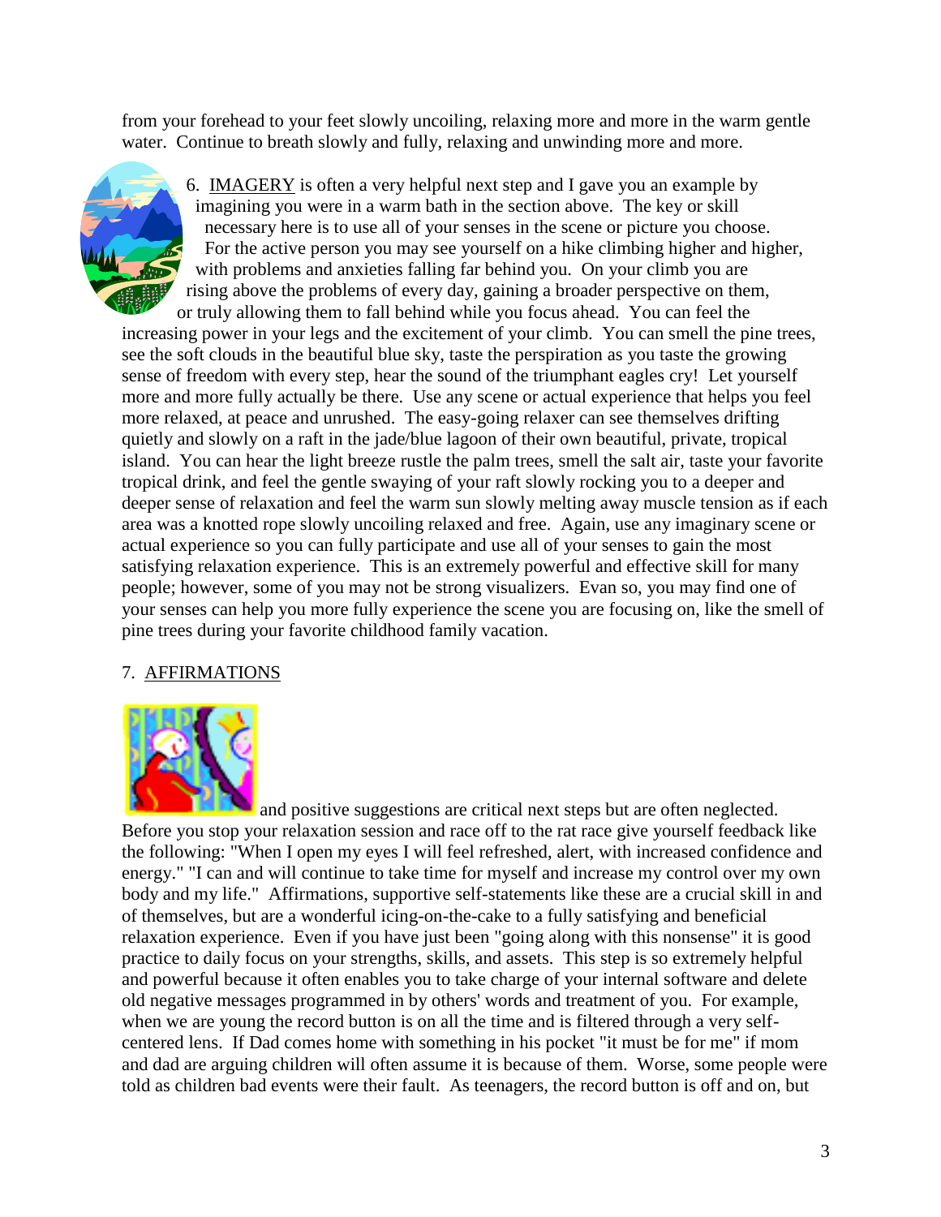from your forehead to your feet slowly uncoiling, relaxing more and more in the warm gentle water. Continue to breath slowly and fully, relaxing and unwinding more and more.

6. IMAGERY is often a very helpful next step and I gave you an example by imagining you were in a warm bath in the section above. The key or skill necessary here is to use all of your senses in the scene or picture you choose. For the active person you may see yourself on a hike climbing higher and higher, with problems and anxieties falling far behind you. On your climb you are rising above the problems of every day, gaining a broader perspective on them, or truly allowing them to fall behind while you focus ahead. You can feel the increasing power in your legs and the excitement of your climb. You can smell the pine trees, see the soft clouds in the beautiful blue sky, taste the perspiration as you taste the growing sense of freedom with every step, hear the sound of the triumphant eagles cry! Let yourself more and more fully actually be there. Use any scene or actual experience that helps you feel more relaxed, at peace and unrushed. The easy-going relaxer can see themselves drifting quietly and slowly on a raft in the jade/blue lagoon of their own beautiful, private, tropical island. You can hear the light breeze rustle the palm trees, smell the salt air, taste your favorite tropical drink, and feel the gentle swaying of your raft slowly rocking you to a deeper and deeper sense of relaxation and feel the warm sun slowly melting away muscle tension as if each area was a knotted rope slowly uncoiling relaxed and free. Again, use any imaginary scene or actual experience so you can fully participate and use all of your senses to gain the most satisfying relaxation experience. This is an extremely powerful and effective skill for many people; however, some of you may not be strong visualizers. Evan so, you may find one of your senses can help you more fully experience the scene you are focusing on, like the smell of pine trees during your favorite childhood family vacation.

7. AFFIRMATIONS

and positive suggestions are critical next steps but are often neglected. Before you stop your relaxation session and race off to the rat race give yourself feedback like the following: "When I open my eyes I will feel refreshed, alert, with increased confidence and energy." "I can and will continue to take time for myself and increase my control over my own body and my life." Affirmations, supportive self-statements like these are a crucial skill in and of themselves, but are a wonderful icing-on-the-cake to a fully satisfying and beneficial relaxation experience. Even if you have just been "going along with this nonsense" it is good practice to daily focus on your strengths, skills, and assets. This step is so extremely helpful and powerful because it often enables you to take charge of your internal software and delete old negative messages programmed in by others' words and treatment of you. For example, when we are young the record button is on all the time and is filtered through a very self-centered lens. If Dad comes home with something in his pocket "it must be for me" if mom and dad are arguing children will often assume it is because of them. Worse, some people were told as children bad events were their fault. As teenagers, the record button is off and on, but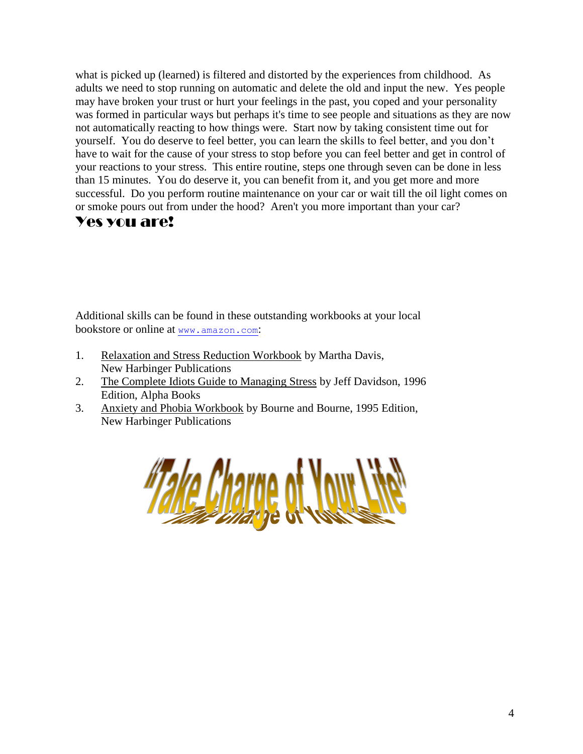what is picked up (learned) is filtered and distorted by the experiences from childhood. As adults we need to stop running on automatic and delete the old and input the new. Yes people may have broken your trust or hurt your feelings in the past, you coped and your personality was formed in particular ways but perhaps it's time to see people and situations as they are now not automatically reacting to how things were. Start now by taking consistent time out for yourself. You do deserve to feel better, you can learn the skills to feel better, and you don't have to wait for the cause of your stress to stop before you can feel better and get in control of your reactions to your stress. This entire routine, steps one through seven can be done in less than 15 minutes. You do deserve it, you can benefit from it, and you get more and more successful. Do you perform routine maintenance on your car or wait till the oil light comes on or smoke pours out from under the hood? Aren't you more important than your car?

**Yes you are!**

Additional skills can be found in these outstanding workbooks at your local bookstore or online at www.amazon.com:

1. Relaxation and Stress Reduction Workbook by Martha Davis, New Harbinger Publications
2. The Complete Idiots Guide to Managing Stress by Jeff Davidson, 1996 Edition, Alpha Books
3. Anxiety and Phobia Workbook by Bourne and Bourne, 1995 Edition, New Harbinger Publications

**"Take Charge of Your Life"**